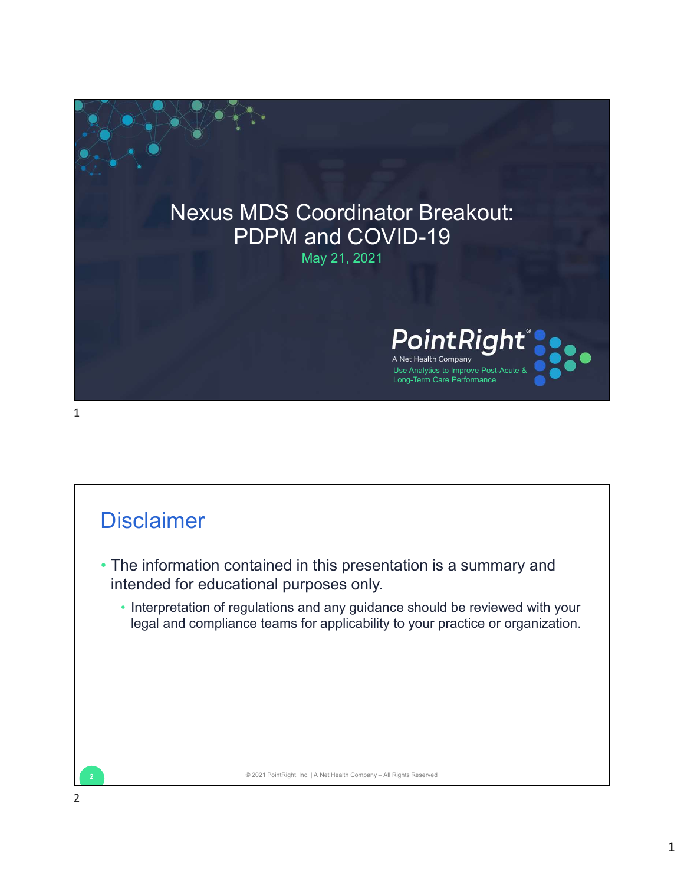# Nexus MDS Coordinator Breakout: PDPM and COVID-19

May 21, 2021

PointRight®

A Net Health Company

Use Analytics to Improve Post-Acute & Long-Term Care Performance

## Disclaimer

- The information contained in this presentation is a summary and intended for educational purposes only.
  - Interpretation of regulations and any guidance should be reviewed with your legal and compliance teams for applicability to your practice or organization.

© 2021 PointRight, Inc. | A Net Health Company – All Rights Reserved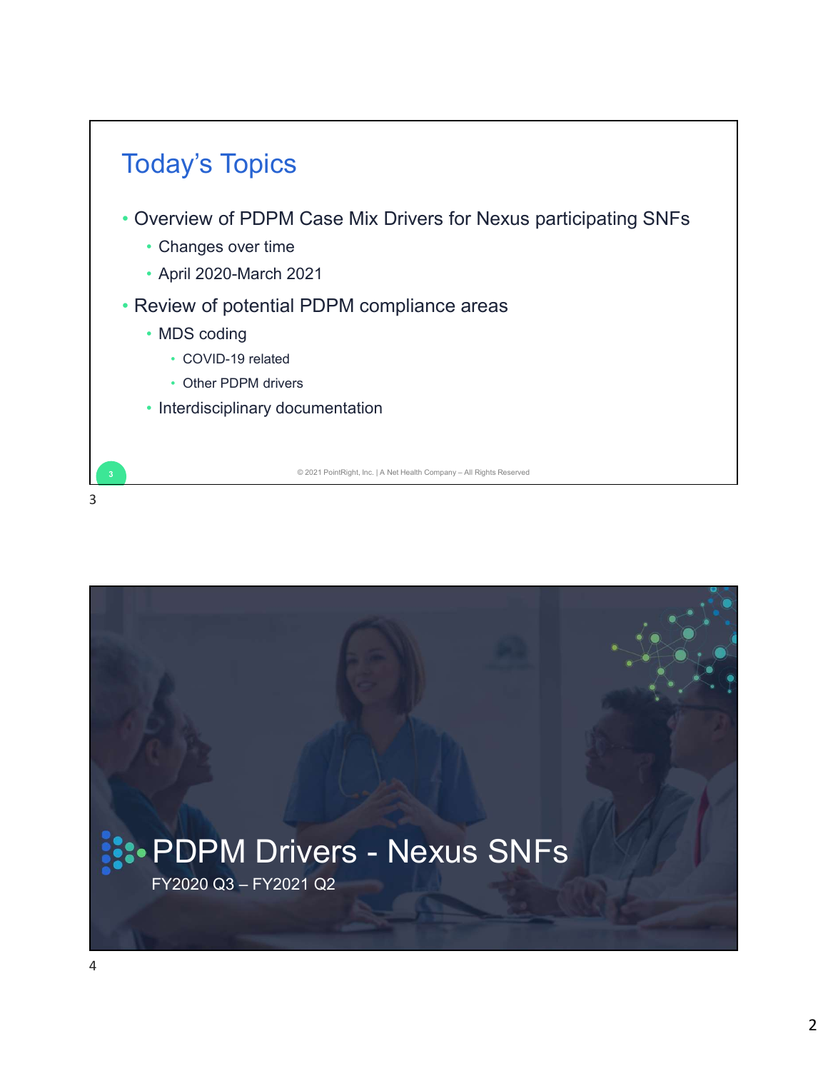## Today's Topics

- Overview of PDPM Case Mix Drivers for Nexus participating SNFs
  - Changes over time
  - April 2020-March 2021
- Review of potential PDPM compliance areas
  - MDS coding
    - COVID-19 related
    - Other PDPM drivers
  - Interdisciplinary documentation

© 2021 PointRight, Inc. | A Net Health Company – All Rights Reserved

## PDPM Drivers - Nexus SNFs

FY2020 Q3 – FY2021 Q2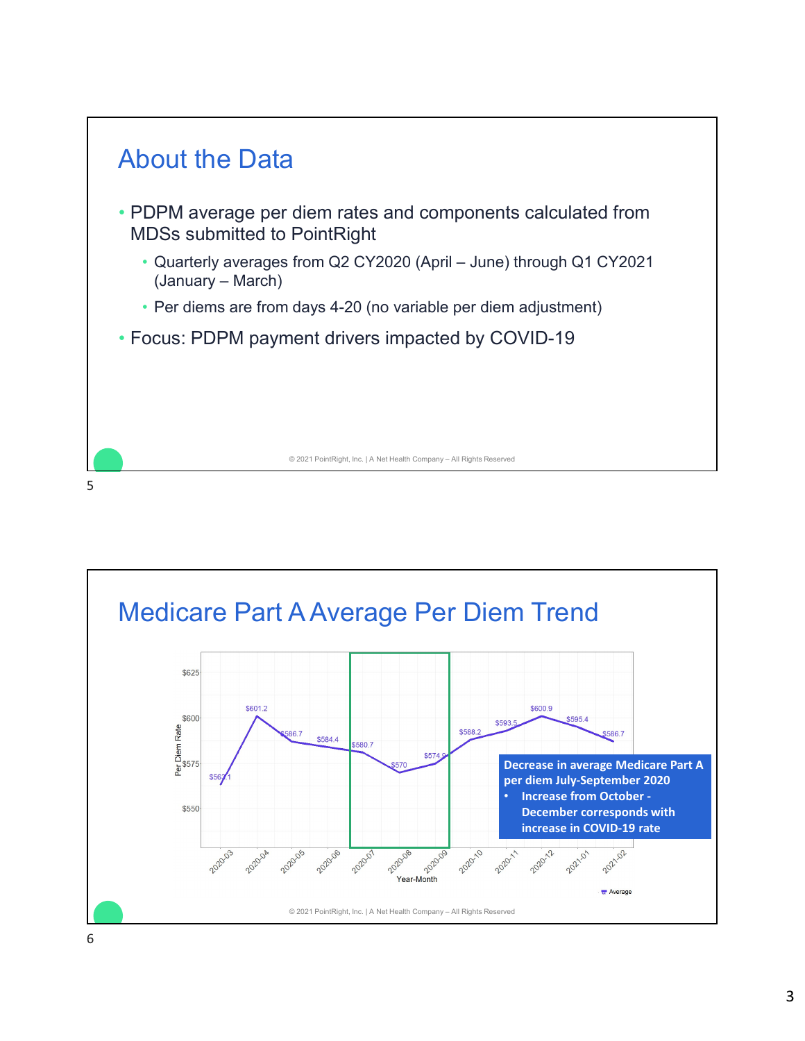## About the Data

- PDPM average per diem rates and components calculated from MDSs submitted to PointRight
  - Quarterly averages from Q2 CY2020 (April – June) through Q1 CY2021 (January – March)
  - Per diems are from days 4-20 (no variable per diem adjustment)
- Focus: PDPM payment drivers impacted by COVID-19

© 2021 PointRight, Inc. | A Net Health Company – All Rights Reserved

## Medicare Part A Average Per Diem Trend

| Year-Month | Per Diem Rate |
|---|---|
| 2020-03 | $563.1 |
| 2020-04 | $601.2 |
| 2020-05 | $586.7 |
| 2020-06 | $584.4 |
| 2020-07 | $580.7 |
| 2020-08 | $570 |
| 2020-09 | $574.9 |
| 2020-10 | $588.2 |
| 2020-11 | $593.5 |
| 2020-12 | $600.9 |
| 2021-01 | $595.4 |
| 2021-02 | $586.7 |

**Decrease in average Medicare Part A per diem July-September 2020**

- **Increase from October - December corresponds with increase in COVID-19 rate**

© 2021 PointRight, Inc. | A Net Health Company – All Rights Reserved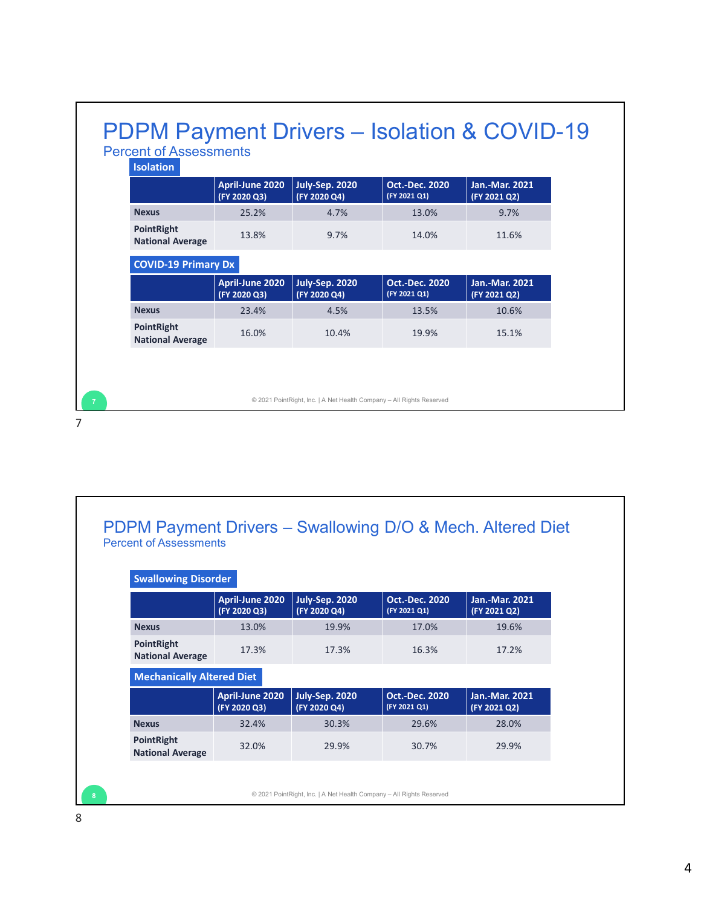# PDPM Payment Drivers – Isolation & COVID-19

## Percent of Assessments

### Isolation

| | April-June 2020 (FY 2020 Q3) | July-Sep. 2020 (FY 2020 Q4) | Oct.-Dec. 2020 (FY 2021 Q1) | Jan.-Mar. 2021 (FY 2021 Q2) |
|---|---|---|---|---|
| **Nexus** | 25.2% | 4.7% | 13.0% | 9.7% |
| **PointRight National Average** | 13.8% | 9.7% | 14.0% | 11.6% |

### COVID-19 Primary Dx

| | April-June 2020 (FY 2020 Q3) | July-Sep. 2020 (FY 2020 Q4) | Oct.-Dec. 2020 (FY 2021 Q1) | Jan.-Mar. 2021 (FY 2021 Q2) |
|---|---|---|---|---|
| **Nexus** | 23.4% | 4.5% | 13.5% | 10.6% |
| **PointRight National Average** | 16.0% | 10.4% | 19.9% | 15.1% |

© 2021 PointRight, Inc. | A Net Health Company – All Rights Reserved

# PDPM Payment Drivers – Swallowing D/O & Mech. Altered Diet

## Percent of Assessments

### Swallowing Disorder

| | April-June 2020 (FY 2020 Q3) | July-Sep. 2020 (FY 2020 Q4) | Oct.-Dec. 2020 (FY 2021 Q1) | Jan.-Mar. 2021 (FY 2021 Q2) |
|---|---|---|---|---|
| **Nexus** | 13.0% | 19.9% | 17.0% | 19.6% |
| **PointRight National Average** | 17.3% | 17.3% | 16.3% | 17.2% |

### Mechanically Altered Diet

| | April-June 2020 (FY 2020 Q3) | July-Sep. 2020 (FY 2020 Q4) | Oct.-Dec. 2020 (FY 2021 Q1) | Jan.-Mar. 2021 (FY 2021 Q2) |
|---|---|---|---|---|
| **Nexus** | 32.4% | 30.3% | 29.6% | 28.0% |
| **PointRight National Average** | 32.0% | 29.9% | 30.7% | 29.9% |

© 2021 PointRight, Inc. | A Net Health Company – All Rights Reserved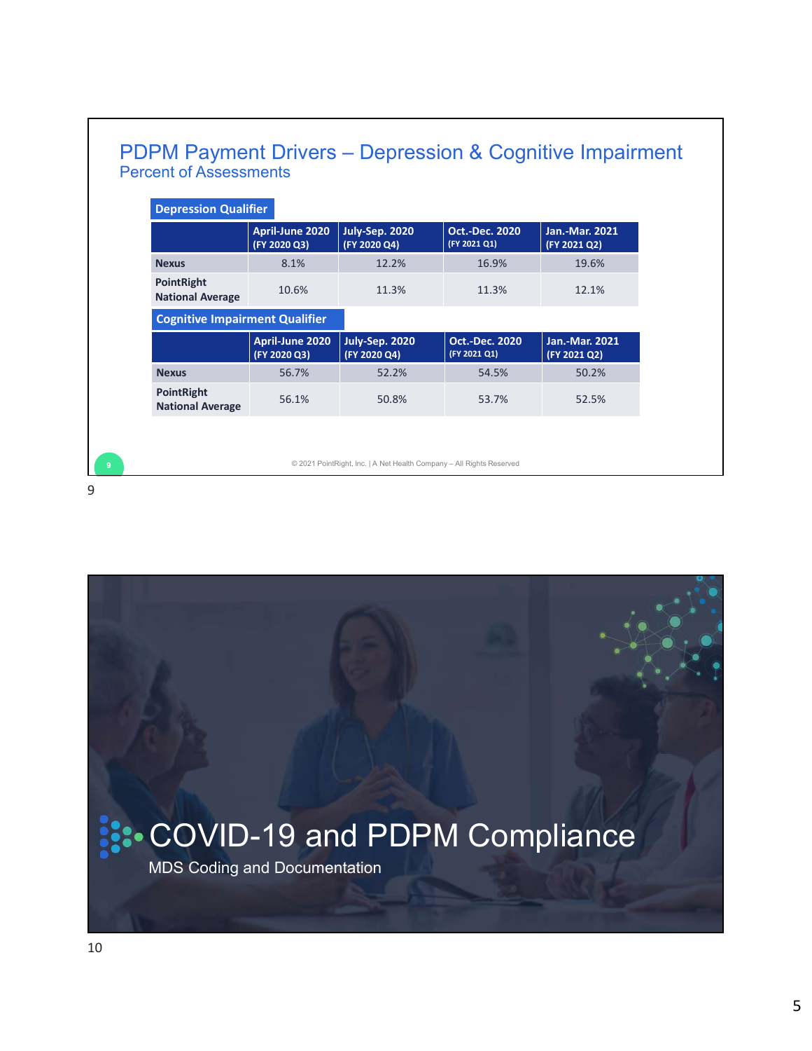# PDPM Payment Drivers – Depression & Cognitive Impairment

## Percent of Assessments

**Depression Qualifier**

| | April-June 2020 (FY 2020 Q3) | July-Sep. 2020 (FY 2020 Q4) | Oct.-Dec. 2020 (FY 2021 Q1) | Jan.-Mar. 2021 (FY 2021 Q2) |
|---|---|---|---|---|
| **Nexus** | 8.1% | 12.2% | 16.9% | 19.6% |
| **PointRight National Average** | 10.6% | 11.3% | 11.3% | 12.1% |

**Cognitive Impairment Qualifier**

| | April-June 2020 (FY 2020 Q3) | July-Sep. 2020 (FY 2020 Q4) | Oct.-Dec. 2020 (FY 2021 Q1) | Jan.-Mar. 2021 (FY 2021 Q2) |
|---|---|---|---|---|
| **Nexus** | 56.7% | 52.2% | 54.5% | 50.2% |
| **PointRight National Average** | 56.1% | 50.8% | 53.7% | 52.5% |

© 2021 PointRight, Inc. | A Net Health Company – All Rights Reserved

# COVID-19 and PDPM Compliance

MDS Coding and Documentation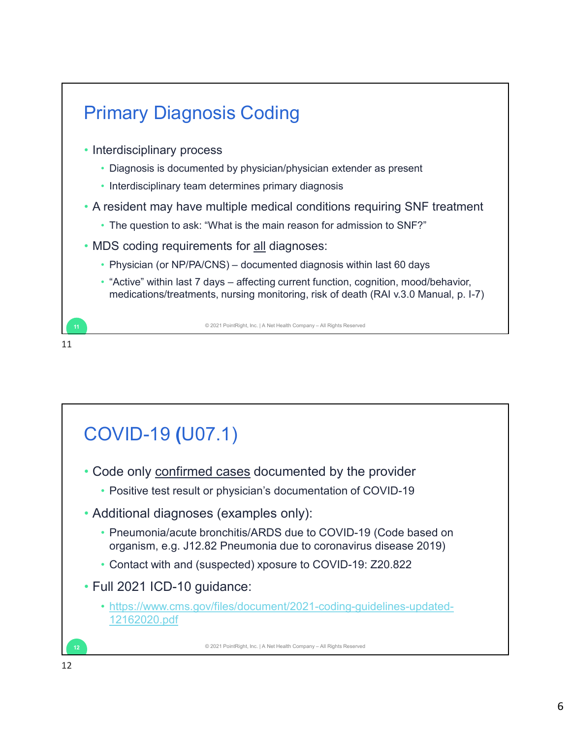## Primary Diagnosis Coding

- Interdisciplinary process
  - Diagnosis is documented by physician/physician extender as present
  - Interdisciplinary team determines primary diagnosis
- A resident may have multiple medical conditions requiring SNF treatment
  - The question to ask: "What is the main reason for admission to SNF?"
- MDS coding requirements for all diagnoses:
  - Physician (or NP/PA/CNS) – documented diagnosis within last 60 days
  - "Active" within last 7 days – affecting current function, cognition, mood/behavior, medications/treatments, nursing monitoring, risk of death (RAI v.3.0 Manual, p. I-7)

© 2021 PointRight, Inc. | A Net Health Company – All Rights Reserved

## COVID-19 (U07.1)

- Code only confirmed cases documented by the provider
  - Positive test result or physician's documentation of COVID-19
- Additional diagnoses (examples only):
  - Pneumonia/acute bronchitis/ARDS due to COVID-19 (Code based on organism, e.g. J12.82 Pneumonia due to coronavirus disease 2019)
  - Contact with and (suspected) xposure to COVID-19: Z20.822
- Full 2021 ICD-10 guidance:
  - https://www.cms.gov/files/document/2021-coding-guidelines-updated-12162020.pdf

© 2021 PointRight, Inc. | A Net Health Company – All Rights Reserved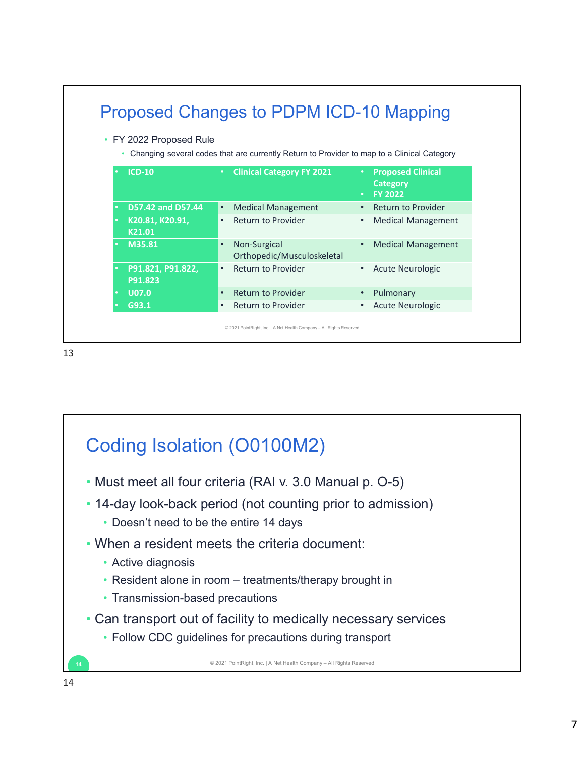## Proposed Changes to PDPM ICD-10 Mapping

- FY 2022 Proposed Rule
  - Changing several codes that are currently Return to Provider to map to a Clinical Category

| ICD-10 | Clinical Category FY 2021 | Proposed Clinical Category FY 2022 |
|---|---|---|
| D57.42 and D57.44 | Medical Management | Return to Provider |
| K20.81, K20.91, K21.01 | Return to Provider | Medical Management |
| M35.81 | Non-Surgical Orthopedic/Musculoskeletal | Medical Management |
| P91.821, P91.822, P91.823 | Return to Provider | Acute Neurologic |
| U07.0 | Return to Provider | Pulmonary |
| G93.1 | Return to Provider | Acute Neurologic |

© 2021 PointRight, Inc. | A Net Health Company – All Rights Reserved

## Coding Isolation (O0100M2)

- Must meet all four criteria (RAI v. 3.0 Manual p. O-5)
- 14-day look-back period (not counting prior to admission)
  - Doesn't need to be the entire 14 days
- When a resident meets the criteria document:
  - Active diagnosis
  - Resident alone in room – treatments/therapy brought in
  - Transmission-based precautions
- Can transport out of facility to medically necessary services
  - Follow CDC guidelines for precautions during transport

© 2021 PointRight, Inc. | A Net Health Company – All Rights Reserved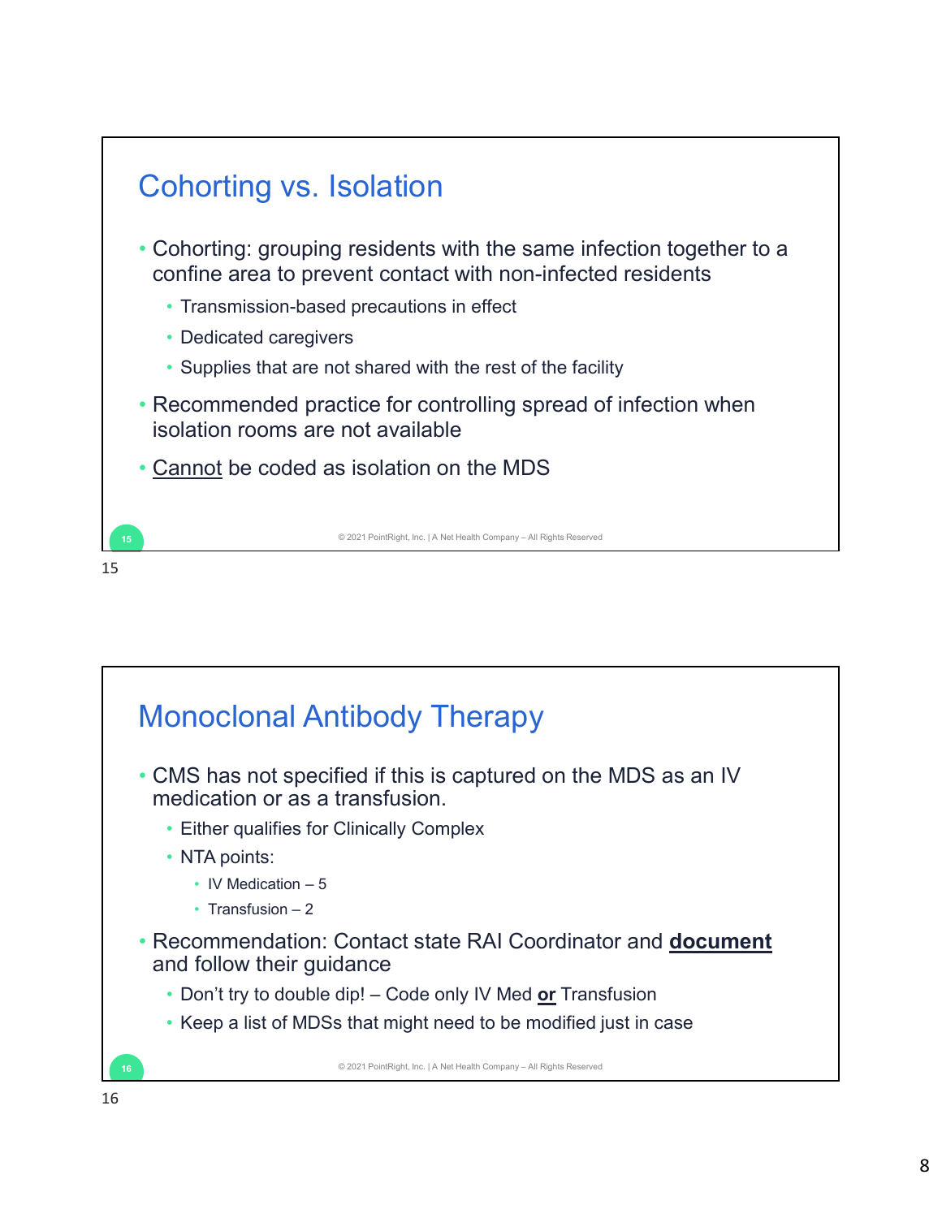## Cohorting vs. Isolation

- Cohorting: grouping residents with the same infection together to a confine area to prevent contact with non-infected residents
  - Transmission-based precautions in effect
  - Dedicated caregivers
  - Supplies that are not shared with the rest of the facility
- Recommended practice for controlling spread of infection when isolation rooms are not available
- <u>Cannot</u> be coded as isolation on the MDS

© 2021 PointRight, Inc. | A Net Health Company – All Rights Reserved

## Monoclonal Antibody Therapy

- CMS has not specified if this is captured on the MDS as an IV medication or as a transfusion.
  - Either qualifies for Clinically Complex
  - NTA points:
    - IV Medication – 5
    - Transfusion – 2
- Recommendation: Contact state RAI Coordinator and <u>**document**</u> and follow their guidance
  - Don't try to double dip! – Code only IV Med <u>**or**</u> Transfusion
  - Keep a list of MDSs that might need to be modified just in case

© 2021 PointRight, Inc. | A Net Health Company – All Rights Reserved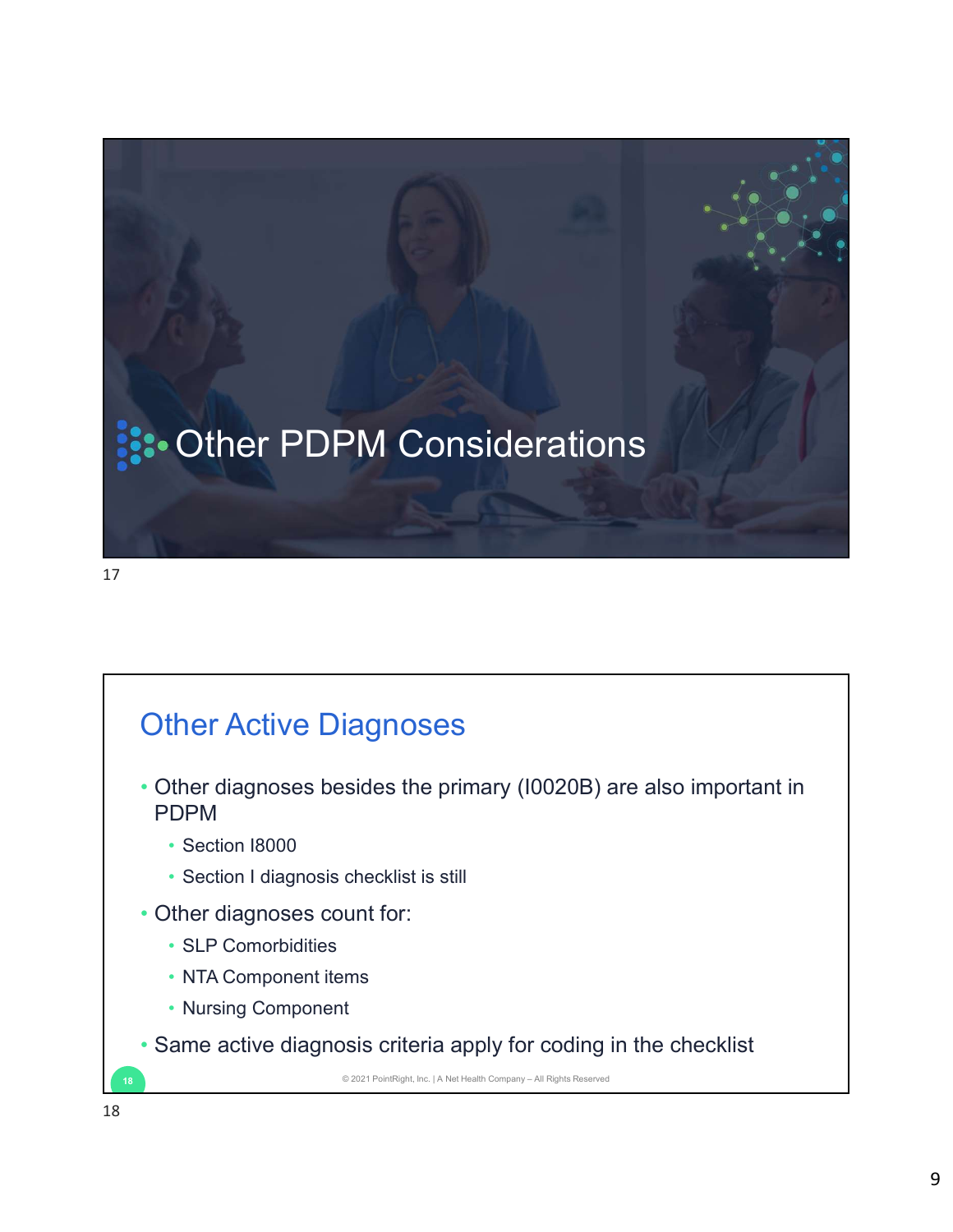# Other PDPM Considerations

## Other Active Diagnoses

- Other diagnoses besides the primary (I0020B) are also important in PDPM
  - Section I8000
  - Section I diagnosis checklist is still
- Other diagnoses count for:
  - SLP Comorbidities
  - NTA Component items
  - Nursing Component
- Same active diagnosis criteria apply for coding in the checklist

© 2021 PointRight, Inc. | A Net Health Company – All Rights Reserved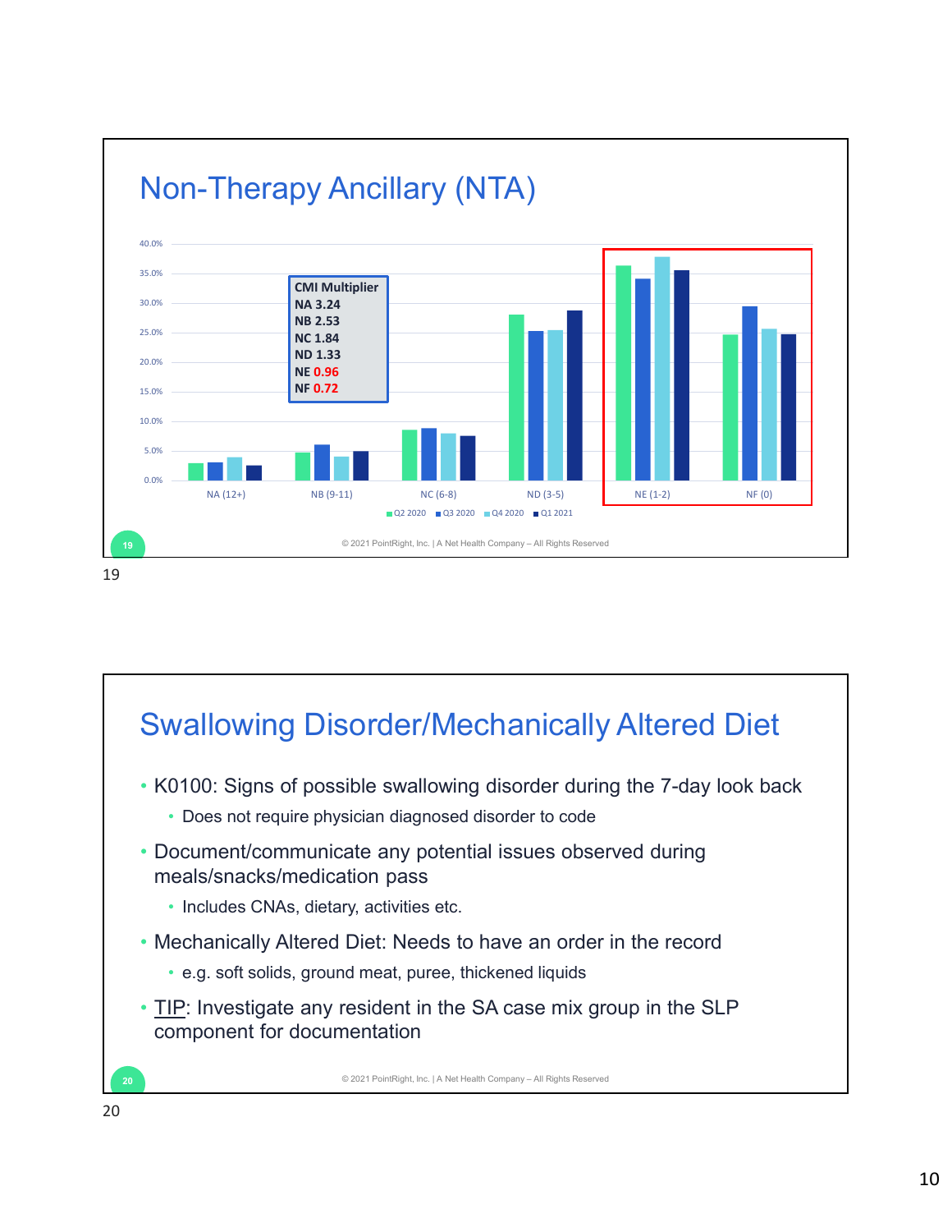## Non-Therapy Ancillary (NTA)

| CMI Multiplier | |
|---|---|
| NA | 3.24 |
| NB | 2.53 |
| NC | 1.84 |
| ND | 1.33 |
| NE | 0.96 |
| NF | 0.72 |

NA (12+), NB (9-11), NC (6-8), ND (3-5), NE (1-2), NF (0)

Q2 2020, Q3 2020, Q4 2020, Q1 2021

© 2021 PointRight, Inc. | A Net Health Company – All Rights Reserved

## Swallowing Disorder/Mechanically Altered Diet

- K0100: Signs of possible swallowing disorder during the 7-day look back
  - Does not require physician diagnosed disorder to code
- Document/communicate any potential issues observed during meals/snacks/medication pass
  - Includes CNAs, dietary, activities etc.
- Mechanically Altered Diet: Needs to have an order in the record
  - e.g. soft solids, ground meat, puree, thickened liquids
- TIP: Investigate any resident in the SA case mix group in the SLP component for documentation

© 2021 PointRight, Inc. | A Net Health Company – All Rights Reserved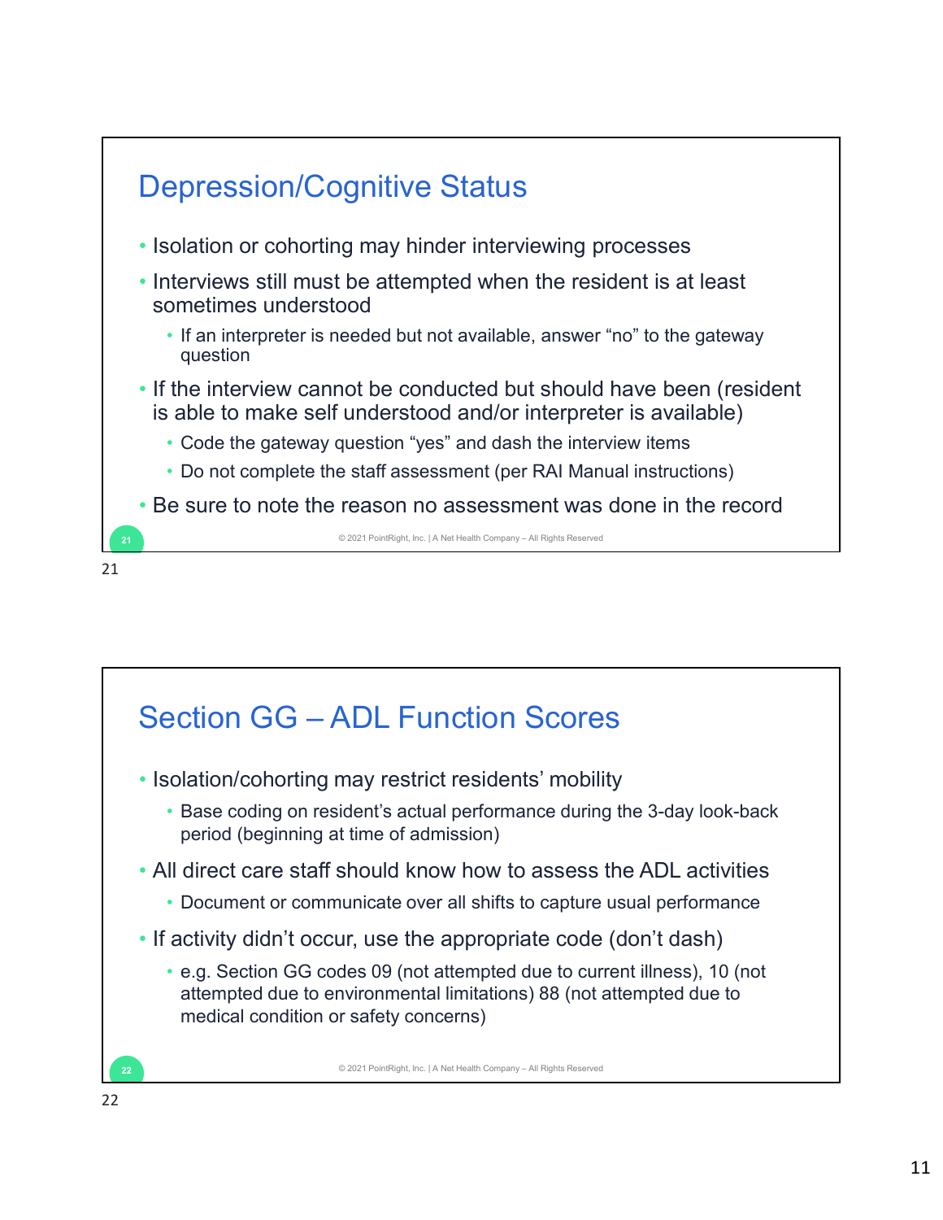## Depression/Cognitive Status

- Isolation or cohorting may hinder interviewing processes
- Interviews still must be attempted when the resident is at least sometimes understood
  - If an interpreter is needed but not available, answer "no" to the gateway question
- If the interview cannot be conducted but should have been (resident is able to make self understood and/or interpreter is available)
  - Code the gateway question "yes" and dash the interview items
  - Do not complete the staff assessment (per RAI Manual instructions)
- Be sure to note the reason no assessment was done in the record

© 2021 PointRight, Inc. | A Net Health Company – All Rights Reserved

## Section GG – ADL Function Scores

- Isolation/cohorting may restrict residents' mobility
  - Base coding on resident's actual performance during the 3-day look-back period (beginning at time of admission)
- All direct care staff should know how to assess the ADL activities
  - Document or communicate over all shifts to capture usual performance
- If activity didn't occur, use the appropriate code (don't dash)
  - e.g. Section GG codes 09 (not attempted due to current illness), 10 (not attempted due to environmental limitations) 88 (not attempted due to medical condition or safety concerns)

© 2021 PointRight, Inc. | A Net Health Company – All Rights Reserved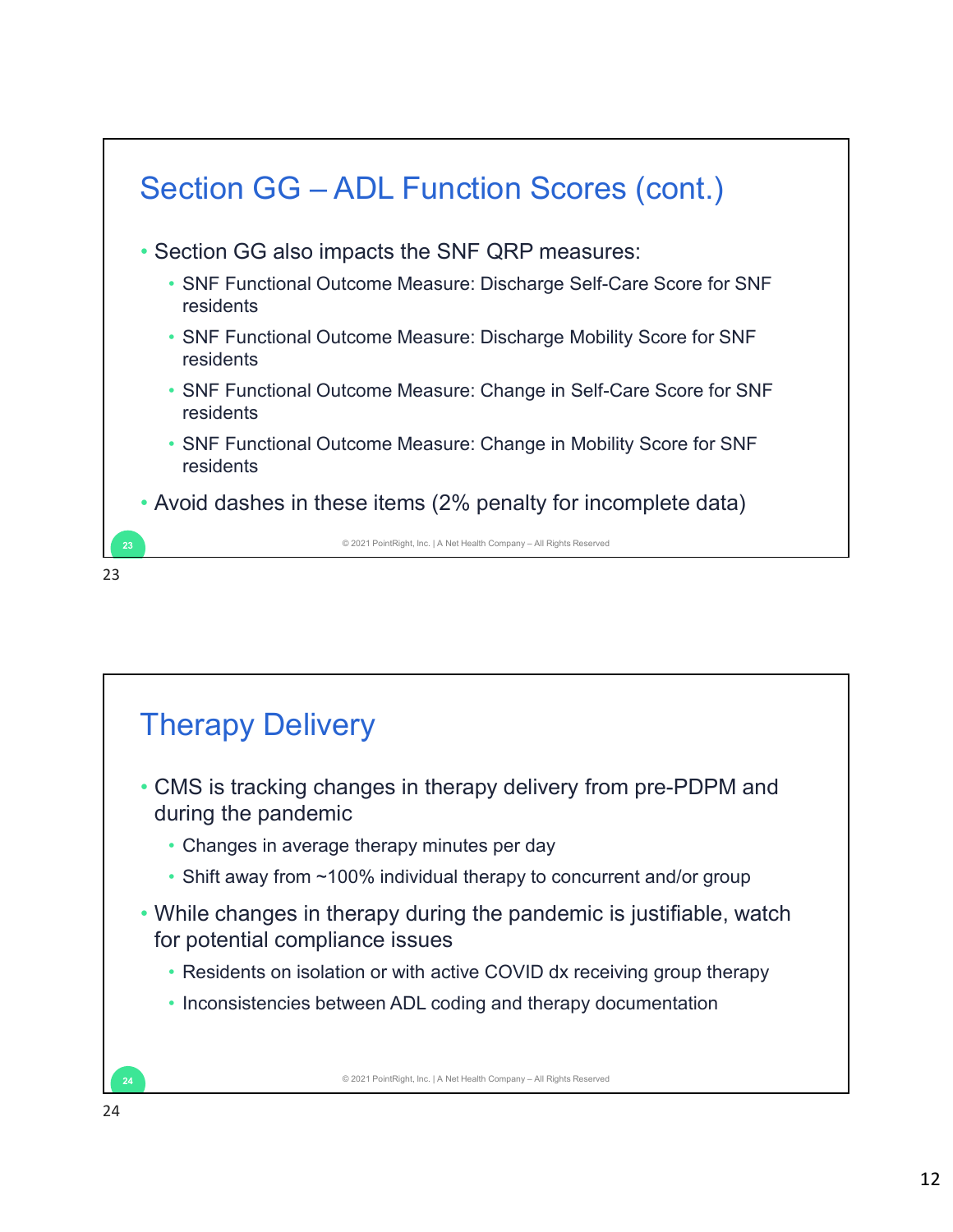## Section GG – ADL Function Scores (cont.)

- Section GG also impacts the SNF QRP measures:
  - SNF Functional Outcome Measure: Discharge Self-Care Score for SNF residents
  - SNF Functional Outcome Measure: Discharge Mobility Score for SNF residents
  - SNF Functional Outcome Measure: Change in Self-Care Score for SNF residents
  - SNF Functional Outcome Measure: Change in Mobility Score for SNF residents
- Avoid dashes in these items (2% penalty for incomplete data)

© 2021 PointRight, Inc. | A Net Health Company – All Rights Reserved

## Therapy Delivery

- CMS is tracking changes in therapy delivery from pre-PDPM and during the pandemic
  - Changes in average therapy minutes per day
  - Shift away from ~100% individual therapy to concurrent and/or group
- While changes in therapy during the pandemic is justifiable, watch for potential compliance issues
  - Residents on isolation or with active COVID dx receiving group therapy
  - Inconsistencies between ADL coding and therapy documentation

© 2021 PointRight, Inc. | A Net Health Company – All Rights Reserved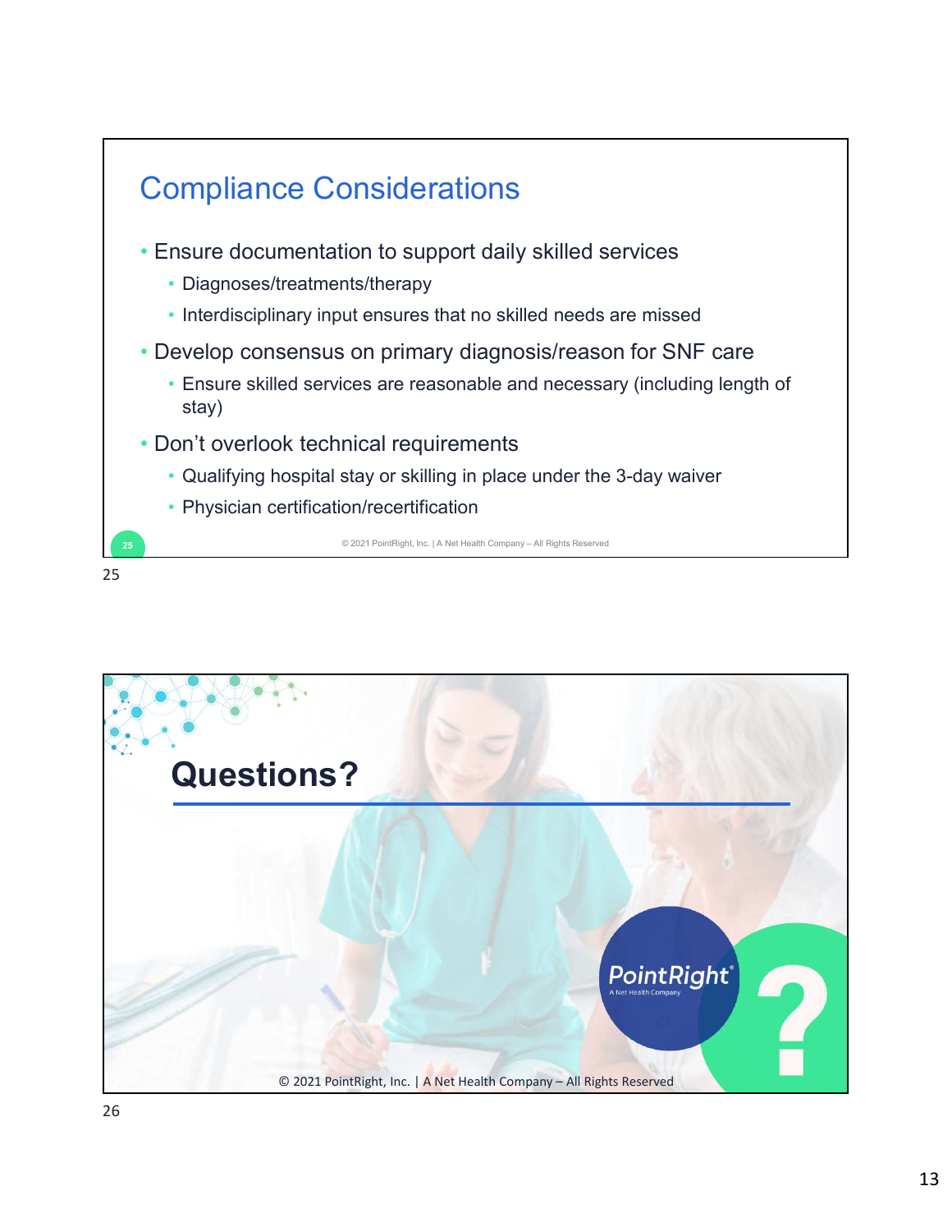## Compliance Considerations

- Ensure documentation to support daily skilled services
  - Diagnoses/treatments/therapy
  - Interdisciplinary input ensures that no skilled needs are missed
- Develop consensus on primary diagnosis/reason for SNF care
  - Ensure skilled services are reasonable and necessary (including length of stay)
- Don't overlook technical requirements
  - Qualifying hospital stay or skilling in place under the 3-day waiver
  - Physician certification/recertification

© 2021 PointRight, Inc. | A Net Health Company – All Rights Reserved

## Questions?

PointRight® A Net Health Company

© 2021 PointRight, Inc. | A Net Health Company – All Rights Reserved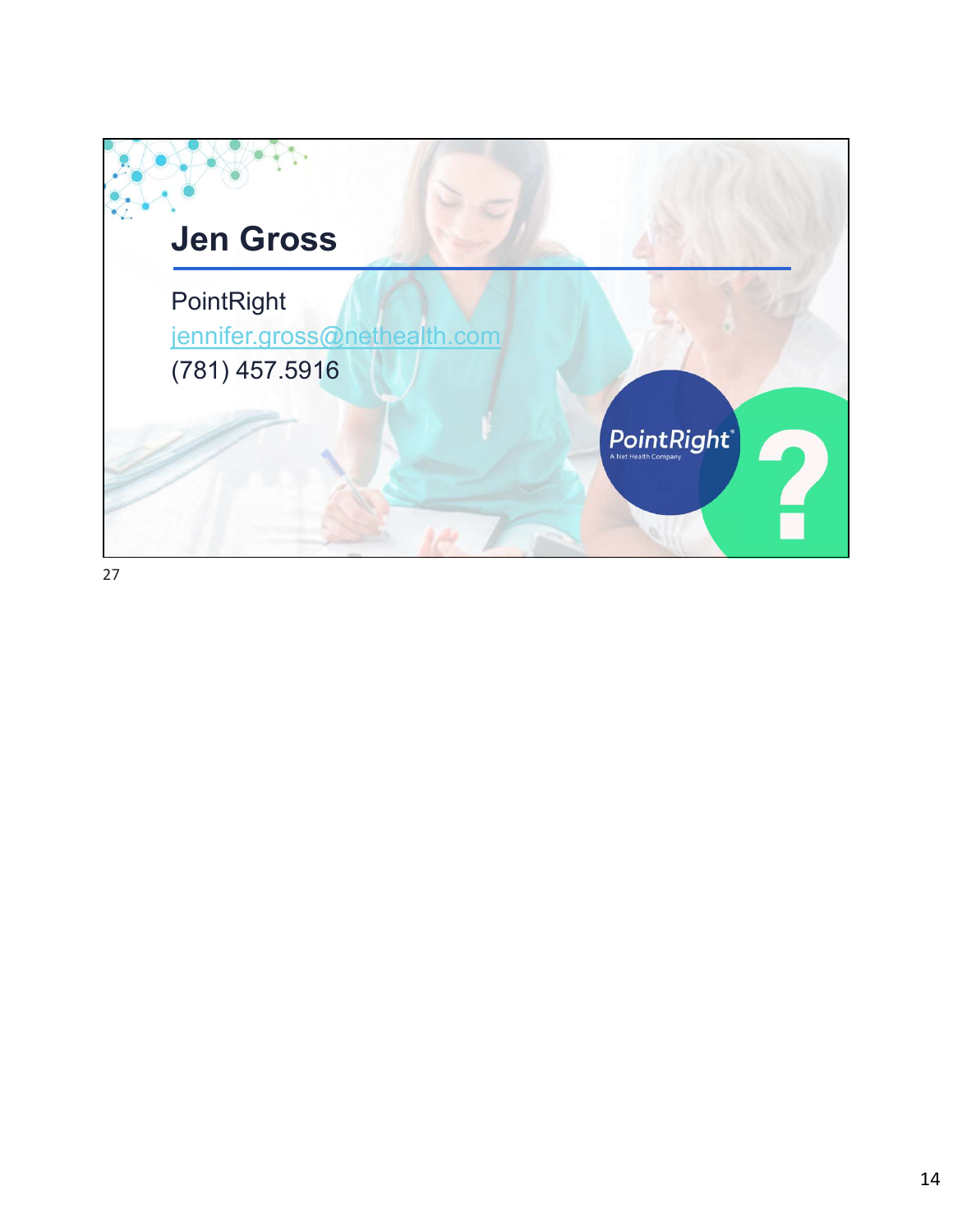# Jen Gross

PointRight
jennifer.gross@nethealth.com
(781) 457.5916

PointRight
A Net Health Company

?

27